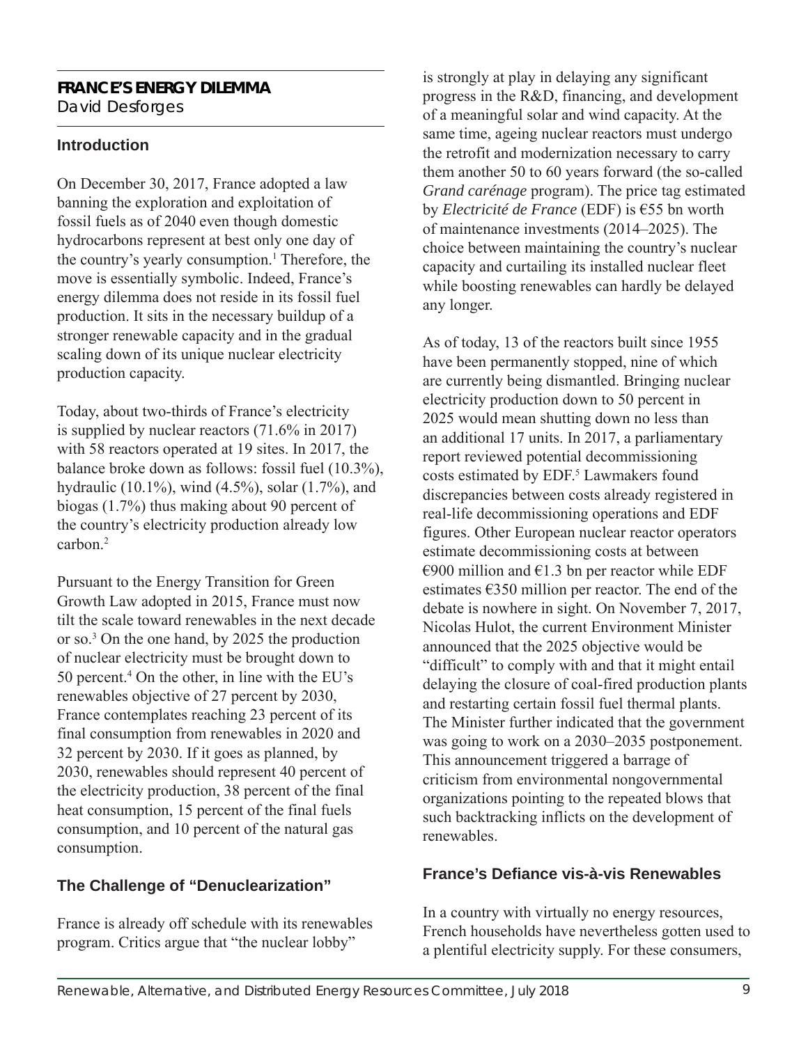## FRANCE'S ENERGY DILEMMA

David Desforges

### Introduction

On December 30, 2017, France adopted a law banning the exploration and exploitation of fossil fuels as of 2040 even though domestic hydrocarbons represent at best only one day of the country's yearly consumption.[1] Therefore, the move is essentially symbolic. Indeed, France's energy dilemma does not reside in its fossil fuel production. It sits in the necessary buildup of a stronger renewable capacity and in the gradual scaling down of its unique nuclear electricity production capacity.

Today, about two-thirds of France's electricity is supplied by nuclear reactors (71.6% in 2017) with 58 reactors operated at 19 sites. In 2017, the balance broke down as follows: fossil fuel (10.3%), hydraulic (10.1%), wind (4.5%), solar (1.7%), and biogas (1.7%) thus making about 90 percent of the country's electricity production already low carbon.[2]

Pursuant to the Energy Transition for Green Growth Law adopted in 2015, France must now tilt the scale toward renewables in the next decade or so.[3] On the one hand, by 2025 the production of nuclear electricity must be brought down to 50 percent.[4] On the other, in line with the EU's renewables objective of 27 percent by 2030, France contemplates reaching 23 percent of its final consumption from renewables in 2020 and 32 percent by 2030. If it goes as planned, by 2030, renewables should represent 40 percent of the electricity production, 38 percent of the final heat consumption, 15 percent of the final fuels consumption, and 10 percent of the natural gas consumption.

### The Challenge of "Denuclearization"

France is already off schedule with its renewables program. Critics argue that "the nuclear lobby" is strongly at play in delaying any significant progress in the R&D, financing, and development of a meaningful solar and wind capacity. At the same time, ageing nuclear reactors must undergo the retrofit and modernization necessary to carry them another 50 to 60 years forward (the so-called *Grand carénage* program). The price tag estimated by *Electricité de France* (EDF) is €55 bn worth of maintenance investments (2014–2025). The choice between maintaining the country's nuclear capacity and curtailing its installed nuclear fleet while boosting renewables can hardly be delayed any longer.

As of today, 13 of the reactors built since 1955 have been permanently stopped, nine of which are currently being dismantled. Bringing nuclear electricity production down to 50 percent in 2025 would mean shutting down no less than an additional 17 units. In 2017, a parliamentary report reviewed potential decommissioning costs estimated by EDF.[5] Lawmakers found discrepancies between costs already registered in real-life decommissioning operations and EDF figures. Other European nuclear reactor operators estimate decommissioning costs at between €900 million and €1.3 bn per reactor while EDF estimates €350 million per reactor. The end of the debate is nowhere in sight. On November 7, 2017, Nicolas Hulot, the current Environment Minister announced that the 2025 objective would be "difficult" to comply with and that it might entail delaying the closure of coal-fired production plants and restarting certain fossil fuel thermal plants. The Minister further indicated that the government was going to work on a 2030–2035 postponement. This announcement triggered a barrage of criticism from environmental nongovernmental organizations pointing to the repeated blows that such backtracking inflicts on the development of renewables.

### France's Defiance vis-à-vis Renewables

In a country with virtually no energy resources, French households have nevertheless gotten used to a plentiful electricity supply. For these consumers,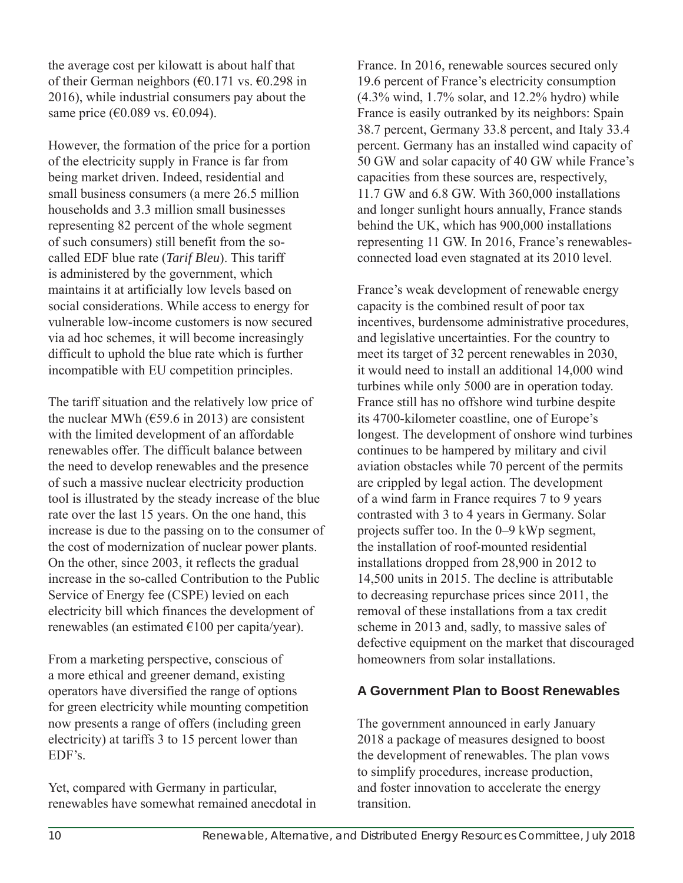the average cost per kilowatt is about half that of their German neighbors (€0.171 vs. €0.298 in 2016), while industrial consumers pay about the same price (€0.089 vs. €0.094).

However, the formation of the price for a portion of the electricity supply in France is far from being market driven. Indeed, residential and small business consumers (a mere 26.5 million households and 3.3 million small businesses representing 82 percent of the whole segment of such consumers) still benefit from the so-called EDF blue rate (*Tarif Bleu*). This tariff is administered by the government, which maintains it at artificially low levels based on social considerations. While access to energy for vulnerable low-income customers is now secured via ad hoc schemes, it will become increasingly difficult to uphold the blue rate which is further incompatible with EU competition principles.

The tariff situation and the relatively low price of the nuclear MWh (€59.6 in 2013) are consistent with the limited development of an affordable renewables offer. The difficult balance between the need to develop renewables and the presence of such a massive nuclear electricity production tool is illustrated by the steady increase of the blue rate over the last 15 years. On the one hand, this increase is due to the passing on to the consumer of the cost of modernization of nuclear power plants. On the other, since 2003, it reflects the gradual increase in the so-called Contribution to the Public Service of Energy fee (CSPE) levied on each electricity bill which finances the development of renewables (an estimated €100 per capita/year).

From a marketing perspective, conscious of a more ethical and greener demand, existing operators have diversified the range of options for green electricity while mounting competition now presents a range of offers (including green electricity) at tariffs 3 to 15 percent lower than EDF's.

Yet, compared with Germany in particular, renewables have somewhat remained anecdotal in France. In 2016, renewable sources secured only 19.6 percent of France's electricity consumption (4.3% wind, 1.7% solar, and 12.2% hydro) while France is easily outranked by its neighbors: Spain 38.7 percent, Germany 33.8 percent, and Italy 33.4 percent. Germany has an installed wind capacity of 50 GW and solar capacity of 40 GW while France's capacities from these sources are, respectively, 11.7 GW and 6.8 GW. With 360,000 installations and longer sunlight hours annually, France stands behind the UK, which has 900,000 installations representing 11 GW. In 2016, France's renewables-connected load even stagnated at its 2010 level.

France's weak development of renewable energy capacity is the combined result of poor tax incentives, burdensome administrative procedures, and legislative uncertainties. For the country to meet its target of 32 percent renewables in 2030, it would need to install an additional 14,000 wind turbines while only 5000 are in operation today. France still has no offshore wind turbine despite its 4700-kilometer coastline, one of Europe's longest. The development of onshore wind turbines continues to be hampered by military and civil aviation obstacles while 70 percent of the permits are crippled by legal action. The development of a wind farm in France requires 7 to 9 years contrasted with 3 to 4 years in Germany. Solar projects suffer too. In the 0–9 kWp segment, the installation of roof-mounted residential installations dropped from 28,900 in 2012 to 14,500 units in 2015. The decline is attributable to decreasing repurchase prices since 2011, the removal of these installations from a tax credit scheme in 2013 and, sadly, to massive sales of defective equipment on the market that discouraged homeowners from solar installations.

## A Government Plan to Boost Renewables

The government announced in early January 2018 a package of measures designed to boost the development of renewables. The plan vows to simplify procedures, increase production, and foster innovation to accelerate the energy transition.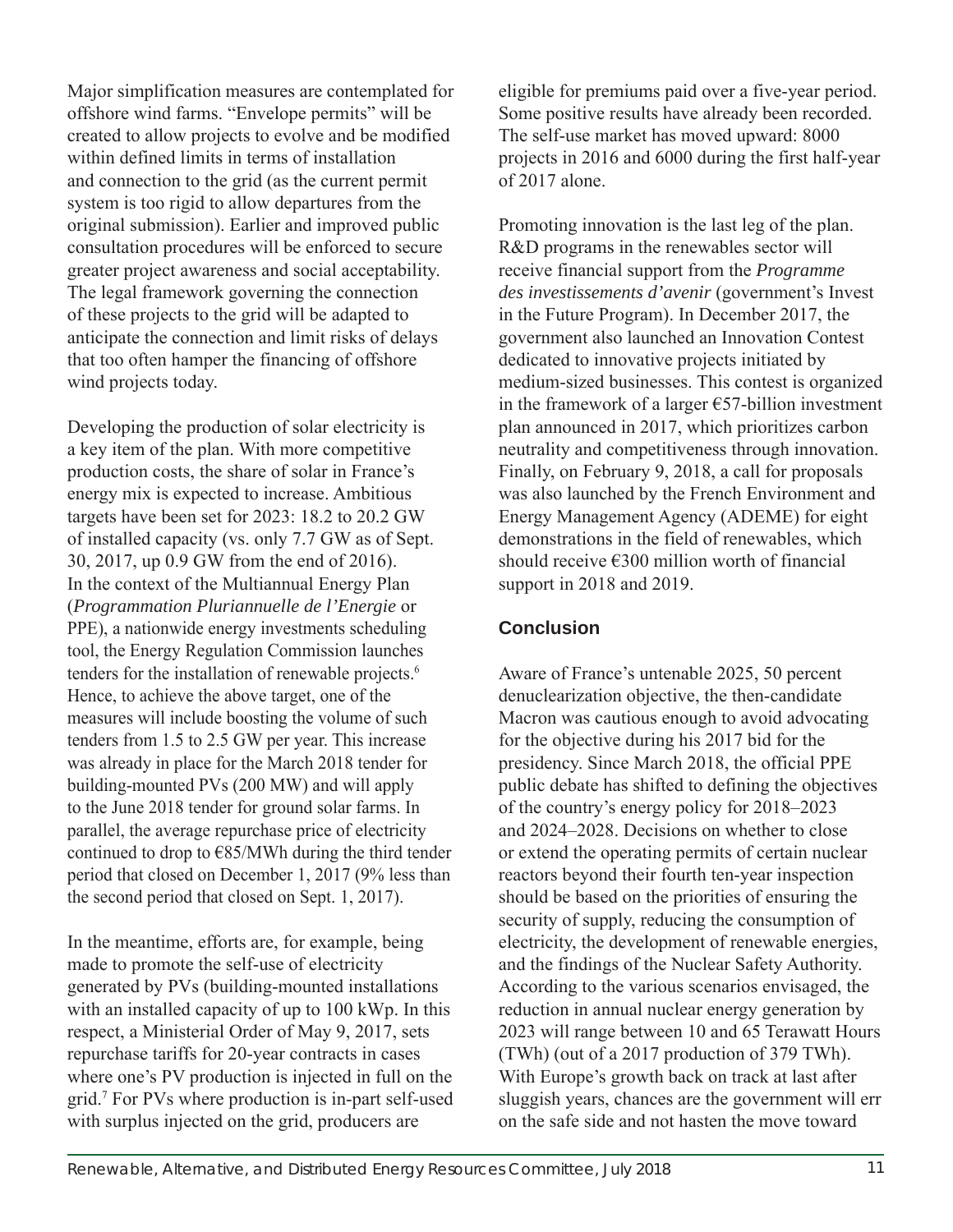Major simplification measures are contemplated for offshore wind farms. "Envelope permits" will be created to allow projects to evolve and be modified within defined limits in terms of installation and connection to the grid (as the current permit system is too rigid to allow departures from the original submission). Earlier and improved public consultation procedures will be enforced to secure greater project awareness and social acceptability. The legal framework governing the connection of these projects to the grid will be adapted to anticipate the connection and limit risks of delays that too often hamper the financing of offshore wind projects today.

Developing the production of solar electricity is a key item of the plan. With more competitive production costs, the share of solar in France's energy mix is expected to increase. Ambitious targets have been set for 2023: 18.2 to 20.2 GW of installed capacity (vs. only 7.7 GW as of Sept. 30, 2017, up 0.9 GW from the end of 2016). In the context of the Multiannual Energy Plan (*Programmation Pluriannuelle de l'Energie* or PPE), a nationwide energy investments scheduling tool, the Energy Regulation Commission launches tenders for the installation of renewable projects.[6] Hence, to achieve the above target, one of the measures will include boosting the volume of such tenders from 1.5 to 2.5 GW per year. This increase was already in place for the March 2018 tender for building-mounted PVs (200 MW) and will apply to the June 2018 tender for ground solar farms. In parallel, the average repurchase price of electricity continued to drop to €85/MWh during the third tender period that closed on December 1, 2017 (9% less than the second period that closed on Sept. 1, 2017).

In the meantime, efforts are, for example, being made to promote the self-use of electricity generated by PVs (building-mounted installations with an installed capacity of up to 100 kWp. In this respect, a Ministerial Order of May 9, 2017, sets repurchase tariffs for 20-year contracts in cases where one's PV production is injected in full on the grid.[7] For PVs where production is in-part self-used with surplus injected on the grid, producers are eligible for premiums paid over a five-year period. Some positive results have already been recorded. The self-use market has moved upward: 8000 projects in 2016 and 6000 during the first half-year of 2017 alone.

Promoting innovation is the last leg of the plan. R&D programs in the renewables sector will receive financial support from the *Programme des investissements d'avenir* (government's Invest in the Future Program). In December 2017, the government also launched an Innovation Contest dedicated to innovative projects initiated by medium-sized businesses. This contest is organized in the framework of a larger €57-billion investment plan announced in 2017, which prioritizes carbon neutrality and competitiveness through innovation. Finally, on February 9, 2018, a call for proposals was also launched by the French Environment and Energy Management Agency (ADEME) for eight demonstrations in the field of renewables, which should receive €300 million worth of financial support in 2018 and 2019.

## Conclusion

Aware of France's untenable 2025, 50 percent denuclearization objective, the then-candidate Macron was cautious enough to avoid advocating for the objective during his 2017 bid for the presidency. Since March 2018, the official PPE public debate has shifted to defining the objectives of the country's energy policy for 2018–2023 and 2024–2028. Decisions on whether to close or extend the operating permits of certain nuclear reactors beyond their fourth ten-year inspection should be based on the priorities of ensuring the security of supply, reducing the consumption of electricity, the development of renewable energies, and the findings of the Nuclear Safety Authority. According to the various scenarios envisaged, the reduction in annual nuclear energy generation by 2023 will range between 10 and 65 Terawatt Hours (TWh) (out of a 2017 production of 379 TWh). With Europe's growth back on track at last after sluggish years, chances are the government will err on the safe side and not hasten the move toward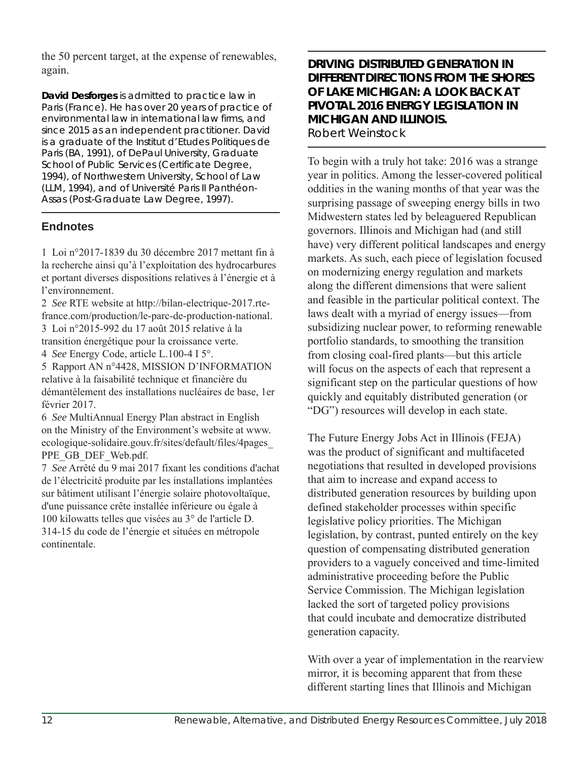the 50 percent target, at the expense of renewables, again.

**David Desforges** is admitted to practice law in Paris (France). He has over 20 years of practice of environmental law in international law firms, and since 2015 as an independent practitioner. David is a graduate of the Institut d'Etudes Politiques de Paris (BA, 1991), of DePaul University, Graduate School of Public Services (Certificate Degree, 1994), of Northwestern University, School of Law (LLM, 1994), and of Université Paris II Panthéon-Assas (Post-Graduate Law Degree, 1997).

## Endnotes

1 Loi n°2017-1839 du 30 décembre 2017 mettant fin à la recherche ainsi qu'à l'exploitation des hydrocarbures et portant diverses dispositions relatives à l'énergie et à l'environnement.

2 *See* RTE website at http://bilan-electrique-2017.rte-france.com/production/le-parc-de-production-national.

3 Loi n°2015-992 du 17 août 2015 relative à la transition énergétique pour la croissance verte.

4 *See* Energy Code, article L.100-4 I 5°.

5 Rapport AN n°4428, MISSION D'INFORMATION relative à la faisabilité technique et financière du démantèlement des installations nucléaires de base, 1er février 2017.

6 *See* MultiAnnual Energy Plan abstract in English on the Ministry of the Environment's website at www.ecologique-solidaire.gouv.fr/sites/default/files/4pages_PPE_GB_DEF_Web.pdf.

7 *See* Arrêté du 9 mai 2017 fixant les conditions d'achat de l'électricité produite par les installations implantées sur bâtiment utilisant l'énergie solaire photovoltaïque, d'une puissance crête installée inférieure ou égale à 100 kilowatts telles que visées au 3° de l'article D. 314-15 du code de l'énergie et situées en métropole continentale.

## DRIVING DISTRIBUTED GENERATION IN DIFFERENT DIRECTIONS FROM THE SHORES OF LAKE MICHIGAN: A LOOK BACK AT PIVOTAL 2016 ENERGY LEGISLATION IN MICHIGAN AND ILLINOIS.

Robert Weinstock

To begin with a truly hot take: 2016 was a strange year in politics. Among the lesser-covered political oddities in the waning months of that year was the surprising passage of sweeping energy bills in two Midwestern states led by beleaguered Republican governors. Illinois and Michigan had (and still have) very different political landscapes and energy markets. As such, each piece of legislation focused on modernizing energy regulation and markets along the different dimensions that were salient and feasible in the particular political context. The laws dealt with a myriad of energy issues—from subsidizing nuclear power, to reforming renewable portfolio standards, to smoothing the transition from closing coal-fired plants—but this article will focus on the aspects of each that represent a significant step on the particular questions of how quickly and equitably distributed generation (or "DG") resources will develop in each state.

The Future Energy Jobs Act in Illinois (FEJA) was the product of significant and multifaceted negotiations that resulted in developed provisions that aim to increase and expand access to distributed generation resources by building upon defined stakeholder processes within specific legislative policy priorities. The Michigan legislation, by contrast, punted entirely on the key question of compensating distributed generation providers to a vaguely conceived and time-limited administrative proceeding before the Public Service Commission. The Michigan legislation lacked the sort of targeted policy provisions that could incubate and democratize distributed generation capacity.

With over a year of implementation in the rearview mirror, it is becoming apparent that from these different starting lines that Illinois and Michigan